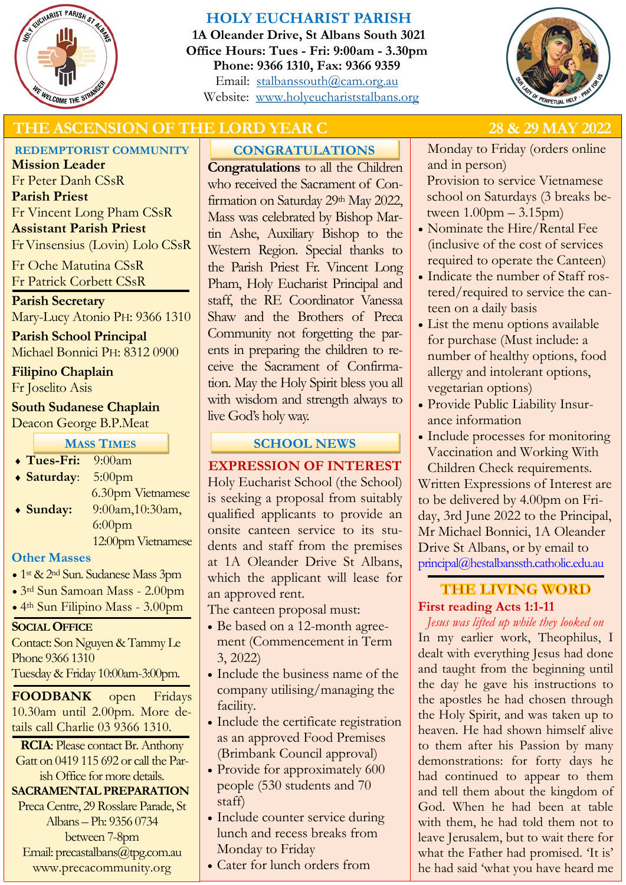# HOLY EUCHARIST PARISH

**1A Oleander Drive, St Albans South 3021**
**Office Hours: Tues - Fri: 9:00am - 3.30pm**
**Phone: 9366 1310, Fax: 9366 9359**
Email: stalbanssouth@cam.org.au
Website: www.holyeuchariststalbans.org

## THE ASCENSION OF THE LORD YEAR C — 28 & 29 MAY 2022

### REDEMPTORIST COMMUNITY

**Mission Leader**
Fr Peter Danh CSsR

**Parish Priest**
Fr Vincent Long Pham CSsR

**Assistant Parish Priest**
Fr Vinsensius (Lovin) Lolo CSsR

Fr Oche Matutina CSsR
Fr Patrick Corbett CSsR

**Parish Secretary**
Mary-Lucy Atonio PH: 9366 1310

**Parish School Principal**
Michael Bonnici PH: 8312 0900

**Filipino Chaplain**
Fr Joselito Asis

**South Sudanese Chaplain**
Deacon George B.P.Meat

### MASS TIMES

- **Tues-Fri:** 9:00am
- **Saturday:** 5:00pm, 6.30pm Vietnamese
- **Sunday:** 9:00am, 10:30am, 6:00pm, 12:00pm Vietnamese

### Other Masses

- 1st & 2nd Sun. Sudanese Mass 3pm
- 3rd Sun Samoan Mass - 2.00pm
- 4th Sun Filipino Mass - 3.00pm

### SOCIAL OFFICE

Contact: Son Nguyen & Tammy Le
Phone 9366 1310
Tuesday & Friday 10:00am-3:00pm.

**FOODBANK** open Fridays 10.30am until 2.00pm. More details call Charlie 03 9366 1310.

**RCIA**: Please contact Br. Anthony Gatt on 0419 115 692 or call the Parish Office for more details.

**SACRAMENTAL PREPARATION**
Preca Centre, 29 Rosslare Parade, St Albans – Ph: 9356 0734 between 7-8pm
Email: precastalbans@tpg.com.au
www.precacommunity.org

### CONGRATULATIONS

**Congratulations** to all the Children who received the Sacrament of Confirmation on Saturday 29th May 2022, Mass was celebrated by Bishop Martin Ashe, Auxiliary Bishop to the Western Region. Special thanks to the Parish Priest Fr. Vincent Long Pham, Holy Eucharist Principal and staff, the RE Coordinator Vanessa Shaw and the Brothers of Preca Community not forgetting the parents in preparing the children to receive the Sacrament of Confirmation. May the Holy Spirit bless you all with wisdom and strength always to live God's holy way.

### SCHOOL NEWS

#### EXPRESSION OF INTEREST

Holy Eucharist School (the School) is seeking a proposal from suitably qualified applicants to provide an onsite canteen service to its students and staff from the premises at 1A Oleander Drive St Albans, which the applicant will lease for an approved rent.

The canteen proposal must:

- Be based on a 12-month agreement (Commencement in Term 3, 2022)
- Include the business name of the company utilising/managing the facility.
- Include the certificate registration as an approved Food Premises (Brimbank Council approval)
- Provide for approximately 600 people (530 students and 70 staff)
- Include counter service during lunch and recess breaks from Monday to Friday
- Cater for lunch orders from Monday to Friday (orders online and in person)
  Provision to service Vietnamese school on Saturdays (3 breaks between 1.00pm – 3.15pm)
- Nominate the Hire/Rental Fee (inclusive of the cost of services required to operate the Canteen)
- Indicate the number of Staff rostered/required to service the canteen on a daily basis
- List the menu options available for purchase (Must include: a number of healthy options, food allergy and intolerant options, vegetarian options)
- Provide Public Liability Insurance information
- Include processes for monitoring Vaccination and Working With Children Check requirements.

Written Expressions of Interest are to be delivered by 4.00pm on Friday, 3rd June 2022 to the Principal, Mr Michael Bonnici, 1A Oleander Drive St Albans, or by email to principal@hestalbanssth.catholic.edu.au

### THE LIVING WORD

**First reading Acts 1:1-11**

*Jesus was lifted up while they looked on*

In my earlier work, Theophilus, I dealt with everything Jesus had done and taught from the beginning until the day he gave his instructions to the apostles he had chosen through the Holy Spirit, and was taken up to heaven. He had shown himself alive to them after his Passion by many demonstrations: for forty days he had continued to appear to them and tell them about the kingdom of God. When he had been at table with them, he had told them not to leave Jerusalem, but to wait there for what the Father had promised. 'It is' he had said 'what you have heard me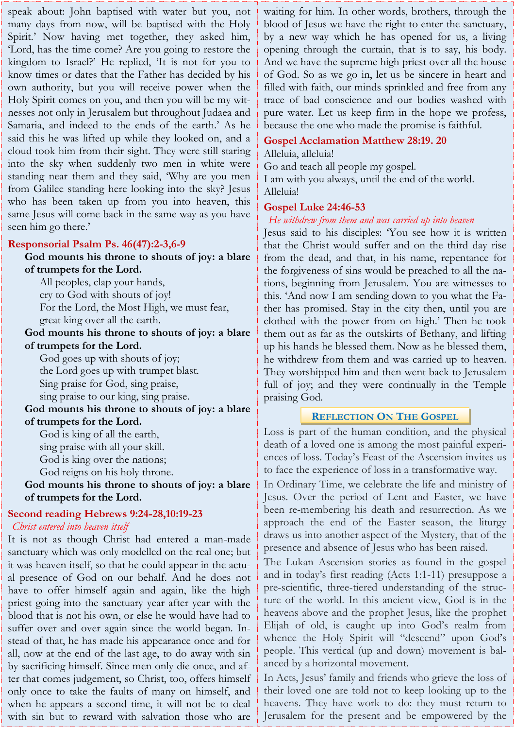speak about: John baptised with water but you, not many days from now, will be baptised with the Holy Spirit.' Now having met together, they asked him, 'Lord, has the time come? Are you going to restore the kingdom to Israel?' He replied, 'It is not for you to know times or dates that the Father has decided by his own authority, but you will receive power when the Holy Spirit comes on you, and then you will be my witnesses not only in Jerusalem but throughout Judaea and Samaria, and indeed to the ends of the earth.' As he said this he was lifted up while they looked on, and a cloud took him from their sight. They were still staring into the sky when suddenly two men in white were standing near them and they said, 'Why are you men from Galilee standing here looking into the sky? Jesus who has been taken up from you into heaven, this same Jesus will come back in the same way as you have seen him go there.'

## Responsorial Psalm Ps. 46(47):2-3,6-9

**God mounts his throne to shouts of joy: a blare of trumpets for the Lord.**

All peoples, clap your hands,
cry to God with shouts of joy!
For the Lord, the Most High, we must fear,
great king over all the earth.

**God mounts his throne to shouts of joy: a blare of trumpets for the Lord.**

God goes up with shouts of joy;
the Lord goes up with trumpet blast.
Sing praise for God, sing praise,
sing praise to our king, sing praise.

**God mounts his throne to shouts of joy: a blare of trumpets for the Lord.**

God is king of all the earth,
sing praise with all your skill.
God is king over the nations;
God reigns on his holy throne.

**God mounts his throne to shouts of joy: a blare of trumpets for the Lord.**

## Second reading Hebrews 9:24-28,10:19-23

*Christ entered into heaven itself*

It is not as though Christ had entered a man-made sanctuary which was only modelled on the real one; but it was heaven itself, so that he could appear in the actual presence of God on our behalf. And he does not have to offer himself again and again, like the high priest going into the sanctuary year after year with the blood that is not his own, or else he would have had to suffer over and over again since the world began. Instead of that, he has made his appearance once and for all, now at the end of the last age, to do away with sin by sacrificing himself. Since men only die once, and after that comes judgement, so Christ, too, offers himself only once to take the faults of many on himself, and when he appears a second time, it will not be to deal with sin but to reward with salvation those who are waiting for him. In other words, brothers, through the blood of Jesus we have the right to enter the sanctuary, by a new way which he has opened for us, a living opening through the curtain, that is to say, his body. And we have the supreme high priest over all the house of God. So as we go in, let us be sincere in heart and filled with faith, our minds sprinkled and free from any trace of bad conscience and our bodies washed with pure water. Let us keep firm in the hope we profess, because the one who made the promise is faithful.

## Gospel Acclamation Matthew 28:19. 20

Alleluia, alleluia!
Go and teach all people my gospel.
I am with you always, until the end of the world.
Alleluia!

## Gospel Luke 24:46-53

*He withdrew from them and was carried up into heaven*

Jesus said to his disciples: 'You see how it is written that the Christ would suffer and on the third day rise from the dead, and that, in his name, repentance for the forgiveness of sins would be preached to all the nations, beginning from Jerusalem. You are witnesses to this. 'And now I am sending down to you what the Father has promised. Stay in the city then, until you are clothed with the power from on high.' Then he took them out as far as the outskirts of Bethany, and lifting up his hands he blessed them. Now as he blessed them, he withdrew from them and was carried up to heaven. They worshipped him and then went back to Jerusalem full of joy; and they were continually in the Temple praising God.

## Reflection On The Gospel

Loss is part of the human condition, and the physical death of a loved one is among the most painful experiences of loss. Today's Feast of the Ascension invites us to face the experience of loss in a transformative way.

In Ordinary Time, we celebrate the life and ministry of Jesus. Over the period of Lent and Easter, we have been re-membering his death and resurrection. As we approach the end of the Easter season, the liturgy draws us into another aspect of the Mystery, that of the presence and absence of Jesus who has been raised.

The Lukan Ascension stories as found in the gospel and in today's first reading (Acts 1:1-11) presuppose a pre-scientific, three-tiered understanding of the structure of the world. In this ancient view, God is in the heavens above and the prophet Jesus, like the prophet Elijah of old, is caught up into God's realm from whence the Holy Spirit will "descend" upon God's people. This vertical (up and down) movement is balanced by a horizontal movement.

In Acts, Jesus' family and friends who grieve the loss of their loved one are told not to keep looking up to the heavens. They have work to do: they must return to Jerusalem for the present and be empowered by the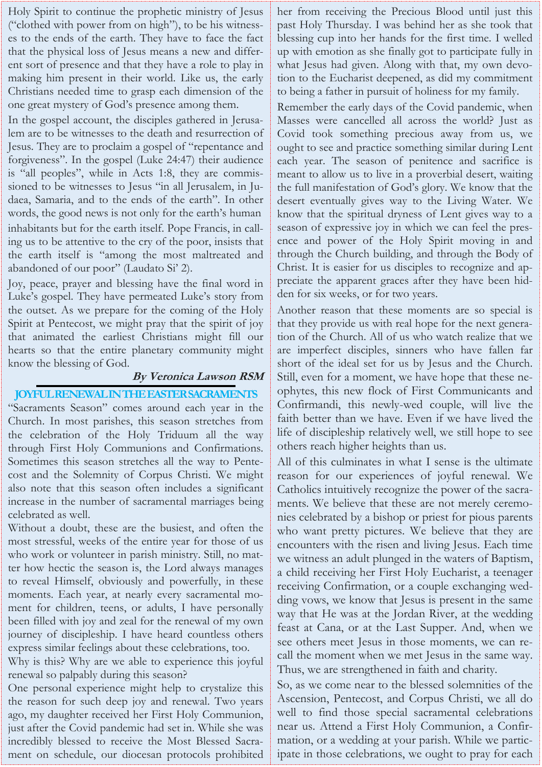Holy Spirit to continue the prophetic ministry of Jesus ("clothed with power from on high"), to be his witnesses to the ends of the earth. They have to face the fact that the physical loss of Jesus means a new and different sort of presence and that they have a role to play in making him present in their world. Like us, the early Christians needed time to grasp each dimension of the one great mystery of God's presence among them.

In the gospel account, the disciples gathered in Jerusalem are to be witnesses to the death and resurrection of Jesus. They are to proclaim a gospel of "repentance and forgiveness". In the gospel (Luke 24:47) their audience is "all peoples", while in Acts 1:8, they are commissioned to be witnesses to Jesus "in all Jerusalem, in Judaea, Samaria, and to the ends of the earth". In other words, the good news is not only for the earth's human inhabitants but for the earth itself. Pope Francis, in calling us to be attentive to the cry of the poor, insists that the earth itself is "among the most maltreated and abandoned of our poor" (Laudato Si' 2).

Joy, peace, prayer and blessing have the final word in Luke's gospel. They have permeated Luke's story from the outset. As we prepare for the coming of the Holy Spirit at Pentecost, we might pray that the spirit of joy that animated the earliest Christians might fill our hearts so that the entire planetary community might know the blessing of God.

***By Veronica Lawson RSM***

## JOYFUL RENEWAL IN THE EASTER SACRAMENTS

"Sacraments Season" comes around each year in the Church. In most parishes, this season stretches from the celebration of the Holy Triduum all the way through First Holy Communions and Confirmations. Sometimes this season stretches all the way to Pentecost and the Solemnity of Corpus Christi. We might also note that this season often includes a significant increase in the number of sacramental marriages being celebrated as well.

Without a doubt, these are the busiest, and often the most stressful, weeks of the entire year for those of us who work or volunteer in parish ministry. Still, no matter how hectic the season is, the Lord always manages to reveal Himself, obviously and powerfully, in these moments. Each year, at nearly every sacramental moment for children, teens, or adults, I have personally been filled with joy and zeal for the renewal of my own journey of discipleship. I have heard countless others express similar feelings about these celebrations, too.

Why is this? Why are we able to experience this joyful renewal so palpably during this season?

One personal experience might help to crystalize this the reason for such deep joy and renewal. Two years ago, my daughter received her First Holy Communion, just after the Covid pandemic had set in. While she was incredibly blessed to receive the Most Blessed Sacrament on schedule, our diocesan protocols prohibited her from receiving the Precious Blood until just this past Holy Thursday. I was behind her as she took that blessing cup into her hands for the first time. I welled up with emotion as she finally got to participate fully in what Jesus had given. Along with that, my own devotion to the Eucharist deepened, as did my commitment to being a father in pursuit of holiness for my family.

Remember the early days of the Covid pandemic, when Masses were cancelled all across the world? Just as Covid took something precious away from us, we ought to see and practice something similar during Lent each year. The season of penitence and sacrifice is meant to allow us to live in a proverbial desert, waiting the full manifestation of God's glory. We know that the desert eventually gives way to the Living Water. We know that the spiritual dryness of Lent gives way to a season of expressive joy in which we can feel the presence and power of the Holy Spirit moving in and through the Church building, and through the Body of Christ. It is easier for us disciples to recognize and appreciate the apparent graces after they have been hidden for six weeks, or for two years.

Another reason that these moments are so special is that they provide us with real hope for the next generation of the Church. All of us who watch realize that we are imperfect disciples, sinners who have fallen far short of the ideal set for us by Jesus and the Church. Still, even for a moment, we have hope that these neophytes, this new flock of First Communicants and Confirmandi, this newly-wed couple, will live the faith better than we have. Even if we have lived the life of discipleship relatively well, we still hope to see others reach higher heights than us.

All of this culminates in what I sense is the ultimate reason for our experiences of joyful renewal. We Catholics intuitively recognize the power of the sacraments. We believe that these are not merely ceremonies celebrated by a bishop or priest for pious parents who want pretty pictures. We believe that they are encounters with the risen and living Jesus. Each time we witness an adult plunged in the waters of Baptism, a child receiving her First Holy Eucharist, a teenager receiving Confirmation, or a couple exchanging wedding vows, we know that Jesus is present in the same way that He was at the Jordan River, at the wedding feast at Cana, or at the Last Supper. And, when we see others meet Jesus in those moments, we can recall the moment when we met Jesus in the same way. Thus, we are strengthened in faith and charity.

So, as we come near to the blessed solemnities of the Ascension, Pentecost, and Corpus Christi, we all do well to find those special sacramental celebrations near us. Attend a First Holy Communion, a Confirmation, or a wedding at your parish. While we participate in those celebrations, we ought to pray for each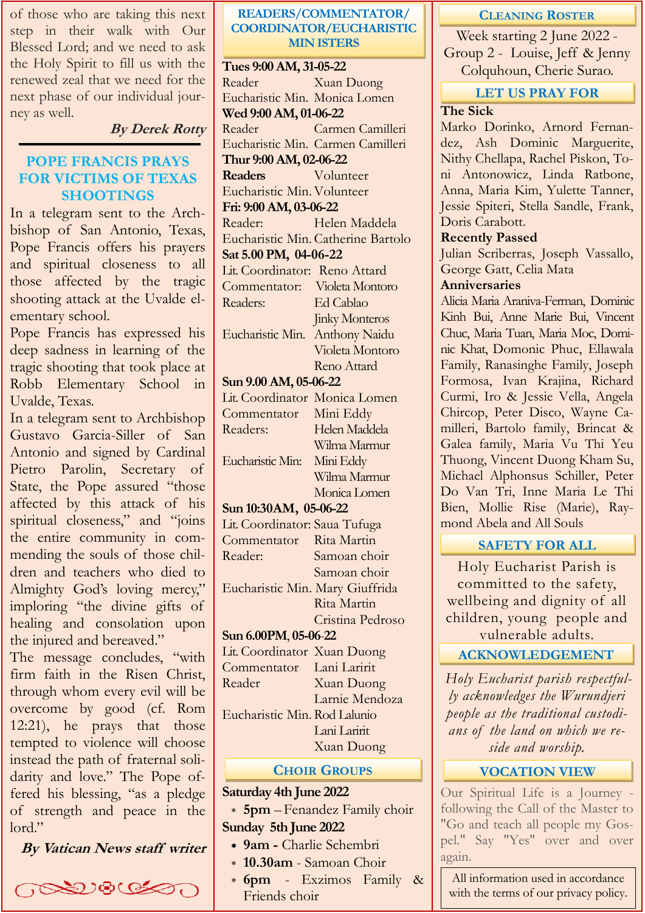of those who are taking this next step in their walk with Our Blessed Lord; and we need to ask the Holy Spirit to fill us with the renewed zeal that we need for the next phase of our individual journey as well.

***By Derek Rotty***

## POPE FRANCIS PRAYS FOR VICTIMS OF TEXAS SHOOTINGS

In a telegram sent to the Archbishop of San Antonio, Texas, Pope Francis offers his prayers and spiritual closeness to all those affected by the tragic shooting attack at the Uvalde elementary school.

Pope Francis has expressed his deep sadness in learning of the tragic shooting that took place at Robb Elementary School in Uvalde, Texas.

In a telegram sent to Archbishop Gustavo Garcia-Siller of San Antonio and signed by Cardinal Pietro Parolin, Secretary of State, the Pope assured "those affected by this attack of his spiritual closeness," and "joins the entire community in commending the souls of those children and teachers who died to Almighty God's loving mercy," imploring "the divine gifts of healing and consolation upon the injured and bereaved."

The message concludes, "with firm faith in the Risen Christ, through whom every evil will be overcome by good (cf. Rom 12:21), he prays that those tempted to violence will choose instead the path of fraternal solidarity and love." The Pope offered his blessing, "as a pledge of strength and peace in the lord."

***By Vatican News staff writer***

## READERS/COMMENTATOR/ COORDINATOR/EUCHARISTIC MINISTERS

**Tues 9:00 AM, 31-05-22**
Reader — Xuan Duong
Eucharistic Min. — Monica Lomen

**Wed 9:00 AM, 01-06-22**
Reader — Carmen Camilleri
Eucharistic Min. — Carmen Camilleri

**Thur 9:00 AM, 02-06-22**
**Readers** — Volunteer
Eucharistic Min. — Volunteer

**Fri: 9:00 AM, 03-06-22**
Reader: — Helen Maddela
Eucharistic Min. — Catherine Bartolo

**Sat 5.00 PM, 04-06-22**
Lit. Coordinator: — Reno Attard
Commentator: — Violeta Montoro
Readers: — Ed Cablao, Jinky Monteros
Eucharistic Min. — Anthony Naidu, Violeta Montoro, Reno Attard

**Sun 9.00 AM, 05-06-22**
Lit. Coordinator — Monica Lomen
Commentator — Mini Eddy
Readers: — Helen Maddela, Wilma Marmur
Eucharistic Min: — Mini Eddy, Wilma Marmur, Monica Lomen

**Sun 10:30AM, 05-06-22**
Lit. Coordinator: — Saua Tufuga
Commentator — Rita Martin
Reader: — Samoan choir, Samoan choir
Eucharistic Min. — Mary Giuffrida, Rita Martin, Cristina Pedroso

**Sun 6.00PM, 05-06-22**
Lit. Coordinator — Xuan Duong
Commentator — Lani Laririt
Reader — Xuan Duong, Larnie Mendoza
Eucharistic Min. — Rod Lalunio, Lani Laririt, Xuan Duong

## CHOIR GROUPS

**Saturday 4th June 2022**

- **5pm** – Fenandez Family choir

**Sunday 5th June 2022**

- **9am -** Charlie Schembri
- **10.30am** - Samoan Choir
- **6pm** - Exzimos Family & Friends choir

## CLEANING ROSTER

Week starting 2 June 2022 - Group 2 - Louise, Jeff & Jenny Colquhoun, Cherie Surao.

## LET US PRAY FOR

**The Sick**
Marko Dorinko, Arnord Fernandez, Ash Dominic Marguerite, Nithy Chellapa, Rachel Piskon, Toni Antonowicz, Linda Ratbone, Anna, Maria Kim, Yulette Tanner, Jessie Spiteri, Stella Sandle, Frank, Doris Carabott.

**Recently Passed**
Julian Scriberras, Joseph Vassallo, George Gatt, Celia Mata

**Anniversaries**
Alicia Maria Araniva-Ferman, Dominic Kinh Bui, Anne Marie Bui, Vincent Chuc, Maria Tuan, Maria Moc, Dominic Khat, Domonic Phuc, Ellawala Family, Ranasinghe Family, Joseph Formosa, Ivan Krajina, Richard Curmi, Iro & Jessie Vella, Angela Chircop, Peter Disco, Wayne Camilleri, Bartolo family, Brincat & Galea family, Maria Vu Thi Yeu Thuong, Vincent Duong Kham Su, Michael Alphonsus Schiller, Peter Do Van Tri, Inne Maria Le Thi Bien, Mollie Rise (Marie), Raymond Abela and All Souls

## SAFETY FOR ALL

Holy Eucharist Parish is committed to the safety, wellbeing and dignity of all children, young people and vulnerable adults.

## ACKNOWLEDGEMENT

*Holy Eucharist parish respectfully acknowledges the Wurundjeri people as the traditional custodians of the land on which we reside and worship.*

## VOCATION VIEW

Our Spiritual Life is a Journey - following the Call of the Master to "Go and teach all people my Gospel." Say "Yes" over and over again.

All information used in accordance with the terms of our privacy policy.